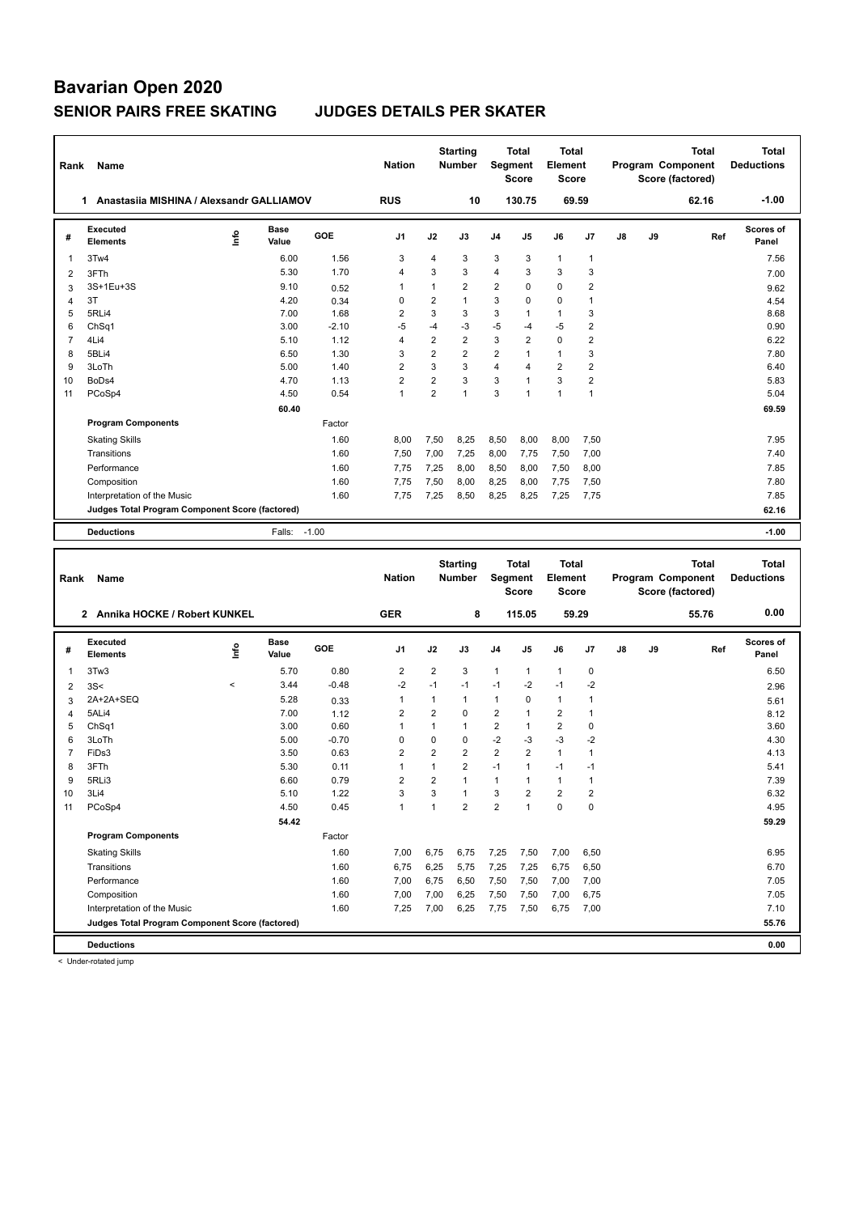# Bavarian Open 2020

## SENIOR PAIRS FREE SKATING JUDGES DETAILS PER SKATER

| Rank | Name | Nation | Starting Number | Total Segment Score | Total Element Score | Total Program Component Score (factored) | Total Deductions |
|---|---|---|---|---|---|---|---|
| 1 | Anastasiia MISHINA / Alexsandr GALLIAMOV | RUS | 10 | 130.75 | 69.59 | 62.16 | -1.00 |

| # | Executed Elements | Info | Base Value | GOE | J1 | J2 | J3 | J4 | J5 | J6 | J7 | J8 | J9 | Ref | Scores of Panel |
|---|---|---|---|---|---|---|---|---|---|---|---|---|---|---|---|
| 1 | 3Tw4 | | 6.00 | 1.56 | 3 | 4 | 3 | 3 | 3 | 1 | 1 | | | | 7.56 |
| 2 | 3FTh | | 5.30 | 1.70 | 4 | 3 | 3 | 4 | 3 | 3 | 3 | | | | 7.00 |
| 3 | 3S+1Eu+3S | | 9.10 | 0.52 | 1 | 1 | 2 | 2 | 0 | 0 | 2 | | | | 9.62 |
| 4 | 3T | | 4.20 | 0.34 | 0 | 2 | 1 | 3 | 0 | 0 | 1 | | | | 4.54 |
| 5 | 5RLi4 | | 7.00 | 1.68 | 2 | 3 | 3 | 3 | 1 | 1 | 3 | | | | 8.68 |
| 6 | ChSq1 | | 3.00 | -2.10 | -5 | -4 | -3 | -5 | -4 | -5 | 2 | | | | 0.90 |
| 7 | 4Li4 | | 5.10 | 1.12 | 4 | 2 | 2 | 3 | 2 | 0 | 2 | | | | 6.22 |
| 8 | 5BLi4 | | 6.50 | 1.30 | 3 | 2 | 2 | 2 | 1 | 1 | 3 | | | | 7.80 |
| 9 | 3LoTh | | 5.00 | 1.40 | 2 | 3 | 3 | 4 | 4 | 2 | 2 | | | | 6.40 |
| 10 | BoDs4 | | 4.70 | 1.13 | 2 | 2 | 3 | 3 | 1 | 3 | 2 | | | | 5.83 |
| 11 | PCoSp4 | | 4.50 | 0.54 | 1 | 2 | 1 | 3 | 1 | 1 | 1 | | | | 5.04 |
| | | | 60.40 | | | | | | | | | | | | 69.59 |
| | **Program Components** | | | Factor | | | | | | | | | | | |
| | Skating Skills | | | 1.60 | 8,00 | 7,50 | 8,25 | 8,50 | 8,00 | 8,00 | 7,50 | | | | 7.95 |
| | Transitions | | | 1.60 | 7,50 | 7,00 | 7,25 | 8,00 | 7,75 | 7,50 | 7,00 | | | | 7.40 |
| | Performance | | | 1.60 | 7,75 | 7,25 | 8,00 | 8,50 | 8,00 | 7,50 | 8,00 | | | | 7.85 |
| | Composition | | | 1.60 | 7,75 | 7,50 | 8,00 | 8,25 | 8,00 | 7,75 | 7,50 | | | | 7.80 |
| | Interpretation of the Music | | | 1.60 | 7,75 | 7,25 | 8,50 | 8,25 | 8,25 | 7,25 | 7,75 | | | | 7.85 |
| | **Judges Total Program Component Score (factored)** | | | | | | | | | | | | | | 62.16 |
| | **Deductions** | | Falls: | -1.00 | | | | | | | | | | | -1.00 |

| Rank | Name | Nation | Starting Number | Total Segment Score | Total Element Score | Total Program Component Score (factored) | Total Deductions |
|---|---|---|---|---|---|---|---|
| 2 | Annika HOCKE / Robert KUNKEL | GER | 8 | 115.05 | 59.29 | 55.76 | 0.00 |

| # | Executed Elements | Info | Base Value | GOE | J1 | J2 | J3 | J4 | J5 | J6 | J7 | J8 | J9 | Ref | Scores of Panel |
|---|---|---|---|---|---|---|---|---|---|---|---|---|---|---|---|
| 1 | 3Tw3 | | 5.70 | 0.80 | 2 | 2 | 3 | 1 | 1 | 1 | 0 | | | | 6.50 |
| 2 | 3S< | < | 3.44 | -0.48 | -2 | -1 | -1 | -1 | -2 | -1 | -2 | | | | 2.96 |
| 3 | 2A+2A+SEQ | | 5.28 | 0.33 | 1 | 1 | 1 | 1 | 0 | 1 | 1 | | | | 5.61 |
| 4 | 5ALi4 | | 7.00 | 1.12 | 2 | 2 | 0 | 2 | 1 | 2 | 1 | | | | 8.12 |
| 5 | ChSq1 | | 3.00 | 0.60 | 1 | 1 | 1 | 2 | 1 | 2 | 0 | | | | 3.60 |
| 6 | 3LoTh | | 5.00 | -0.70 | 0 | 0 | 0 | -2 | -3 | -3 | -2 | | | | 4.30 |
| 7 | FiDs3 | | 3.50 | 0.63 | 2 | 2 | 2 | 2 | 2 | 1 | 1 | | | | 4.13 |
| 8 | 3FTh | | 5.30 | 0.11 | 1 | 1 | 2 | -1 | 1 | -1 | -1 | | | | 5.41 |
| 9 | 5RLi3 | | 6.60 | 0.79 | 2 | 2 | 1 | 1 | 1 | 1 | 1 | | | | 7.39 |
| 10 | 3Li4 | | 5.10 | 1.22 | 3 | 3 | 1 | 3 | 2 | 2 | 2 | | | | 6.32 |
| 11 | PCoSp4 | | 4.50 | 0.45 | 1 | 1 | 2 | 2 | 1 | 0 | 0 | | | | 4.95 |
| | | | 54.42 | | | | | | | | | | | | 59.29 |
| | **Program Components** | | | Factor | | | | | | | | | | | |
| | Skating Skills | | | 1.60 | 7,00 | 6,75 | 6,75 | 7,25 | 7,50 | 7,00 | 6,50 | | | | 6.95 |
| | Transitions | | | 1.60 | 6,75 | 6,25 | 5,75 | 7,25 | 7,25 | 6,75 | 6,50 | | | | 6.70 |
| | Performance | | | 1.60 | 7,00 | 6,75 | 6,50 | 7,50 | 7,50 | 7,00 | 7,00 | | | | 7.05 |
| | Composition | | | 1.60 | 7,00 | 7,00 | 6,25 | 7,50 | 7,50 | 7,00 | 6,75 | | | | 7.05 |
| | Interpretation of the Music | | | 1.60 | 7,25 | 7,00 | 6,25 | 7,75 | 7,50 | 6,75 | 7,00 | | | | 7.10 |
| | **Judges Total Program Component Score (factored)** | | | | | | | | | | | | | | 55.76 |
| | **Deductions** | | | | | | | | | | | | | | 0.00 |

< Under-rotated jump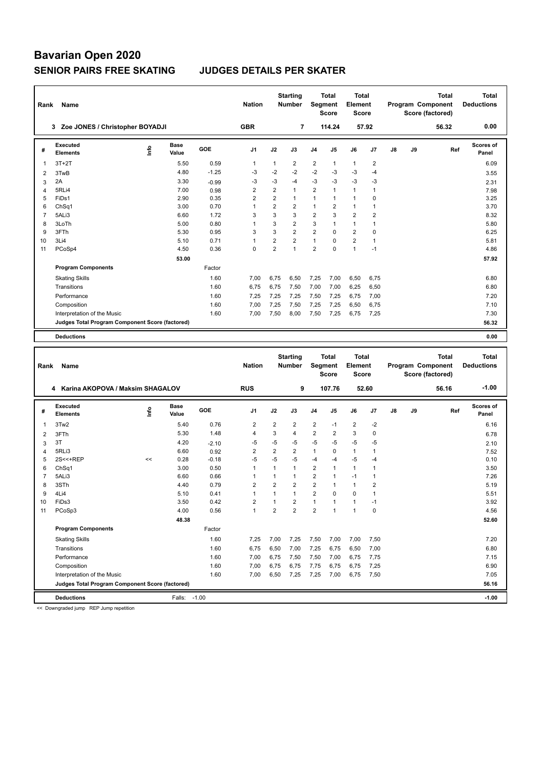# Bavarian Open 2020

## SENIOR PAIRS FREE SKATING — JUDGES DETAILS PER SKATER

| Rank | Name | Nation | Starting Number | Total Segment Score | Total Element Score | Total Program Component Score (factored) | Total Deductions |
|---|---|---|---|---|---|---|---|
| 3 | Zoe JONES / Christopher BOYADJI | GBR | 7 | 114.24 | 57.92 | 56.32 | 0.00 |

| # | Executed Elements | Info | Base Value | GOE | J1 | J2 | J3 | J4 | J5 | J6 | J7 | J8 | J9 | Ref | Scores of Panel |
|---|---|---|---|---|---|---|---|---|---|---|---|---|---|---|---|
| 1 | 3T+2T | | 5.50 | 0.59 | 1 | 1 | 2 | 2 | 1 | 1 | 2 | | | | 6.09 |
| 2 | 3TwB | | 4.80 | -1.25 | -3 | -2 | -2 | -2 | -3 | -3 | -4 | | | | 3.55 |
| 3 | 2A | | 3.30 | -0.99 | -3 | -3 | -4 | -3 | -3 | -3 | -3 | | | | 2.31 |
| 4 | 5RLi4 | | 7.00 | 0.98 | 2 | 2 | 1 | 2 | 1 | 1 | 1 | | | | 7.98 |
| 5 | FiDs1 | | 2.90 | 0.35 | 2 | 2 | 1 | 1 | 1 | 1 | 0 | | | | 3.25 |
| 6 | ChSq1 | | 3.00 | 0.70 | 1 | 2 | 2 | 1 | 2 | 1 | 1 | | | | 3.70 |
| 7 | 5ALi3 | | 6.60 | 1.72 | 3 | 3 | 3 | 2 | 3 | 2 | 2 | | | | 8.32 |
| 8 | 3LoTh | | 5.00 | 0.80 | 1 | 3 | 2 | 3 | 1 | 1 | 1 | | | | 5.80 |
| 9 | 3FTh | | 5.30 | 0.95 | 3 | 3 | 2 | 2 | 0 | 2 | 0 | | | | 6.25 |
| 10 | 3Li4 | | 5.10 | 0.71 | 1 | 2 | 2 | 1 | 0 | 2 | 1 | | | | 5.81 |
| 11 | PCoSp4 | | 4.50 | 0.36 | 0 | 2 | 1 | 2 | 0 | 1 | -1 | | | | 4.86 |
| | | | 53.00 | | | | | | | | | | | | 57.92 |

| Program Components | Factor | J1 | J2 | J3 | J4 | J5 | J6 | J7 | J8 | J9 | Scores of Panel |
|---|---|---|---|---|---|---|---|---|---|---|---|
| Skating Skills | 1.60 | 7,00 | 6,75 | 6,50 | 7,25 | 7,00 | 6,50 | 6,75 | | | 6.80 |
| Transitions | 1.60 | 6,75 | 6,75 | 7,50 | 7,00 | 7,00 | 6,25 | 6,50 | | | 6.80 |
| Performance | 1.60 | 7,25 | 7,25 | 7,25 | 7,50 | 7,25 | 6,75 | 7,00 | | | 7.20 |
| Composition | 1.60 | 7,00 | 7,25 | 7,50 | 7,25 | 7,25 | 6,50 | 6,75 | | | 7.10 |
| Interpretation of the Music | 1.60 | 7,00 | 7,50 | 8,00 | 7,50 | 7,25 | 6,75 | 7,25 | | | 7.30 |
| Judges Total Program Component Score (factored) | | | | | | | | | | | 56.32 |

| Deductions | | 0.00 |
|---|---|---|

| Rank | Name | Nation | Starting Number | Total Segment Score | Total Element Score | Total Program Component Score (factored) | Total Deductions |
|---|---|---|---|---|---|---|---|
| 4 | Karina AKOPOVA / Maksim SHAGALOV | RUS | 9 | 107.76 | 52.60 | 56.16 | -1.00 |

| # | Executed Elements | Info | Base Value | GOE | J1 | J2 | J3 | J4 | J5 | J6 | J7 | J8 | J9 | Ref | Scores of Panel |
|---|---|---|---|---|---|---|---|---|---|---|---|---|---|---|---|
| 1 | 3Tw2 | | 5.40 | 0.76 | 2 | 2 | 2 | 2 | -1 | 2 | -2 | | | | 6.16 |
| 2 | 3FTh | | 5.30 | 1.48 | 4 | 3 | 4 | 2 | 2 | 3 | 0 | | | | 6.78 |
| 3 | 3T | | 4.20 | -2.10 | -5 | -5 | -5 | -5 | -5 | -5 | -5 | | | | 2.10 |
| 4 | 5RLi3 | | 6.60 | 0.92 | 2 | 2 | 2 | 1 | 0 | 1 | 1 | | | | 7.52 |
| 5 | 2S<<+REP | << | 0.28 | -0.18 | -5 | -5 | -5 | -4 | -4 | -5 | -4 | | | | 0.10 |
| 6 | ChSq1 | | 3.00 | 0.50 | 1 | 1 | 1 | 2 | 1 | 1 | 1 | | | | 3.50 |
| 7 | 5ALi3 | | 6.60 | 0.66 | 1 | 1 | 1 | 2 | 1 | -1 | 1 | | | | 7.26 |
| 8 | 3STh | | 4.40 | 0.79 | 2 | 2 | 2 | 2 | 1 | 1 | 2 | | | | 5.19 |
| 9 | 4Li4 | | 5.10 | 0.41 | 1 | 1 | 1 | 2 | 0 | 0 | 1 | | | | 5.51 |
| 10 | FiDs3 | | 3.50 | 0.42 | 2 | 1 | 2 | 1 | 1 | 1 | -1 | | | | 3.92 |
| 11 | PCoSp3 | | 4.00 | 0.56 | 1 | 2 | 2 | 2 | 1 | 1 | 0 | | | | 4.56 |
| | | | 48.38 | | | | | | | | | | | | 52.60 |

| Program Components | Factor | J1 | J2 | J3 | J4 | J5 | J6 | J7 | J8 | J9 | Scores of Panel |
|---|---|---|---|---|---|---|---|---|---|---|---|
| Skating Skills | 1.60 | 7,25 | 7,00 | 7,25 | 7,50 | 7,00 | 7,00 | 7,50 | | | 7.20 |
| Transitions | 1.60 | 6,75 | 6,50 | 7,00 | 7,25 | 6,75 | 6,50 | 7,00 | | | 6.80 |
| Performance | 1.60 | 7,00 | 6,75 | 7,50 | 7,50 | 7,00 | 6,75 | 7,75 | | | 7.15 |
| Composition | 1.60 | 7,00 | 6,75 | 6,75 | 7,75 | 6,75 | 6,75 | 7,25 | | | 6.90 |
| Interpretation of the Music | 1.60 | 7,00 | 6,50 | 7,25 | 7,25 | 7,00 | 6,75 | 7,50 | | | 7.05 |
| Judges Total Program Component Score (factored) | | | | | | | | | | | 56.16 |

| Deductions | Falls: -1.00 | -1.00 |
|---|---|---|

<< Downgraded jump REP Jump repetition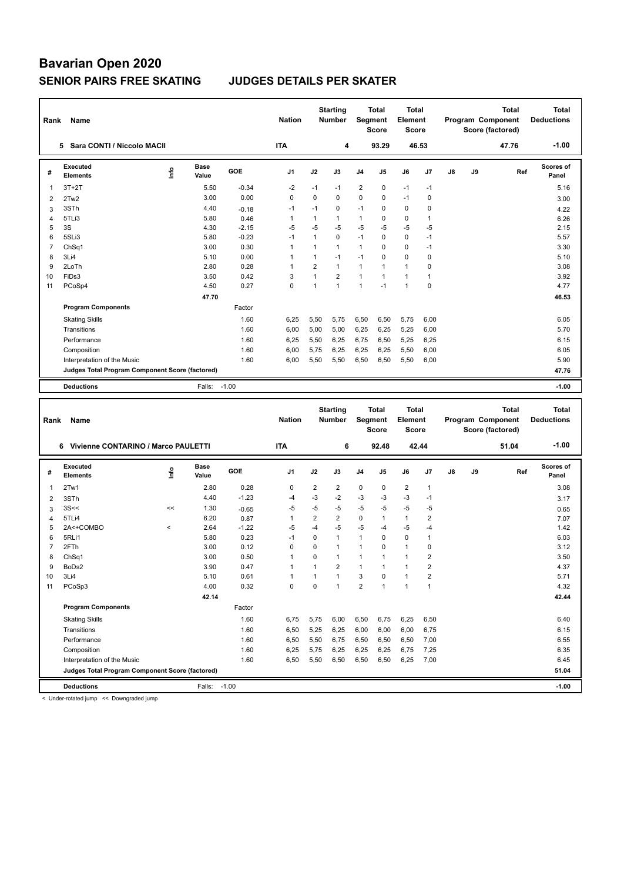# Bavarian Open 2020

## SENIOR PAIRS FREE SKATING JUDGES DETAILS PER SKATER

| Rank | Name | Nation | Starting Number | Total Segment Score | Total Element Score | Total Program Component Score (factored) | Total Deductions |
|---|---|---|---|---|---|---|---|
| 5 | Sara CONTI / Niccolo MACII | ITA | 4 | 93.29 | 46.53 | 47.76 | -1.00 |

| # | Executed Elements | Info | Base Value | GOE | J1 | J2 | J3 | J4 | J5 | J6 | J7 | J8 | J9 | Ref | Scores of Panel |
|---|---|---|---|---|---|---|---|---|---|---|---|---|---|---|---|
| 1 | 3T+2T | | 5.50 | -0.34 | -2 | -1 | -1 | 2 | 0 | -1 | -1 | | | | 5.16 |
| 2 | 2Tw2 | | 3.00 | 0.00 | 0 | 0 | 0 | 0 | 0 | -1 | 0 | | | | 3.00 |
| 3 | 3STh | | 4.40 | -0.18 | -1 | -1 | 0 | -1 | 0 | 0 | 0 | | | | 4.22 |
| 4 | 5TLi3 | | 5.80 | 0.46 | 1 | 1 | 1 | 1 | 0 | 0 | 1 | | | | 6.26 |
| 5 | 3S | | 4.30 | -2.15 | -5 | -5 | -5 | -5 | -5 | -5 | -5 | | | | 2.15 |
| 6 | 5SLi3 | | 5.80 | -0.23 | -1 | 1 | 0 | -1 | 0 | 0 | -1 | | | | 5.57 |
| 7 | ChSq1 | | 3.00 | 0.30 | 1 | 1 | 1 | 1 | 0 | 0 | -1 | | | | 3.30 |
| 8 | 3Li4 | | 5.10 | 0.00 | 1 | 1 | -1 | -1 | 0 | 0 | 0 | | | | 5.10 |
| 9 | 2LoTh | | 2.80 | 0.28 | 1 | 2 | 1 | 1 | 1 | 1 | 0 | | | | 3.08 |
| 10 | FiDs3 | | 3.50 | 0.42 | 3 | 1 | 2 | 1 | 1 | 1 | 1 | | | | 3.92 |
| 11 | PCoSp4 | | 4.50 | 0.27 | 0 | 1 | 1 | 1 | -1 | 1 | 0 | | | | 4.77 |
| | | | 47.70 | | | | | | | | | | | | 46.53 |
| | **Program Components** | | | Factor | | | | | | | | | | | |
| | Skating Skills | | | 1.60 | 6,25 | 5,50 | 5,75 | 6,50 | 6,50 | 5,75 | 6,00 | | | | 6.05 |
| | Transitions | | | 1.60 | 6,00 | 5,00 | 5,00 | 6,25 | 6,25 | 5,25 | 6,00 | | | | 5.70 |
| | Performance | | | 1.60 | 6,25 | 5,50 | 6,25 | 6,75 | 6,50 | 5,25 | 6,25 | | | | 6.15 |
| | Composition | | | 1.60 | 6,00 | 5,75 | 6,25 | 6,25 | 6,25 | 5,50 | 6,00 | | | | 6.05 |
| | Interpretation of the Music | | | 1.60 | 6,00 | 5,50 | 5,50 | 6,50 | 6,50 | 5,50 | 6,00 | | | | 5.90 |
| | **Judges Total Program Component Score (factored)** | | | | | | | | | | | | | | 47.76 |
| | **Deductions** | | Falls: | -1.00 | | | | | | | | | | | -1.00 |

| Rank | Name | Nation | Starting Number | Total Segment Score | Total Element Score | Total Program Component Score (factored) | Total Deductions |
|---|---|---|---|---|---|---|---|
| 6 | Vivienne CONTARINO / Marco PAULETTI | ITA | 6 | 92.48 | 42.44 | 51.04 | -1.00 |

| # | Executed Elements | Info | Base Value | GOE | J1 | J2 | J3 | J4 | J5 | J6 | J7 | J8 | J9 | Ref | Scores of Panel |
|---|---|---|---|---|---|---|---|---|---|---|---|---|---|---|---|
| 1 | 2Tw1 | | 2.80 | 0.28 | 0 | 2 | 2 | 0 | 0 | 2 | 1 | | | | 3.08 |
| 2 | 3STh | | 4.40 | -1.23 | -4 | -3 | -2 | -3 | -3 | -3 | -1 | | | | 3.17 |
| 3 | 3S<< | << | 1.30 | -0.65 | -5 | -5 | -5 | -5 | -5 | -5 | -5 | | | | 0.65 |
| 4 | 5TLi4 | | 6.20 | 0.87 | 1 | 2 | 2 | 0 | 1 | 1 | 2 | | | | 7.07 |
| 5 | 2A<+COMBO | < | 2.64 | -1.22 | -5 | -4 | -5 | -5 | -4 | -5 | -4 | | | | 1.42 |
| 6 | 5RLi1 | | 5.80 | 0.23 | -1 | 0 | 1 | 1 | 0 | 0 | 1 | | | | 6.03 |
| 7 | 2FTh | | 3.00 | 0.12 | 0 | 0 | 1 | 1 | 0 | 1 | 0 | | | | 3.12 |
| 8 | ChSq1 | | 3.00 | 0.50 | 1 | 0 | 1 | 1 | 1 | 1 | 2 | | | | 3.50 |
| 9 | BoDs2 | | 3.90 | 0.47 | 1 | 1 | 2 | 1 | 1 | 1 | 2 | | | | 4.37 |
| 10 | 3Li4 | | 5.10 | 0.61 | 1 | 1 | 1 | 3 | 0 | 1 | 2 | | | | 5.71 |
| 11 | PCoSp3 | | 4.00 | 0.32 | 0 | 0 | 1 | 2 | 1 | 1 | 1 | | | | 4.32 |
| | | | 42.14 | | | | | | | | | | | | 42.44 |
| | **Program Components** | | | Factor | | | | | | | | | | | |
| | Skating Skills | | | 1.60 | 6,75 | 5,75 | 6,00 | 6,50 | 6,75 | 6,25 | 6,50 | | | | 6.40 |
| | Transitions | | | 1.60 | 6,50 | 5,25 | 6,25 | 6,00 | 6,00 | 6,00 | 6,75 | | | | 6.15 |
| | Performance | | | 1.60 | 6,50 | 5,50 | 6,75 | 6,50 | 6,50 | 6,50 | 7,00 | | | | 6.55 |
| | Composition | | | 1.60 | 6,25 | 5,75 | 6,25 | 6,25 | 6,25 | 6,75 | 7,25 | | | | 6.35 |
| | Interpretation of the Music | | | 1.60 | 6,50 | 5,50 | 6,50 | 6,50 | 6,50 | 6,25 | 7,00 | | | | 6.45 |
| | **Judges Total Program Component Score (factored)** | | | | | | | | | | | | | | 51.04 |
| | **Deductions** | | Falls: | -1.00 | | | | | | | | | | | -1.00 |

< Under-rotated jump << Downgraded jump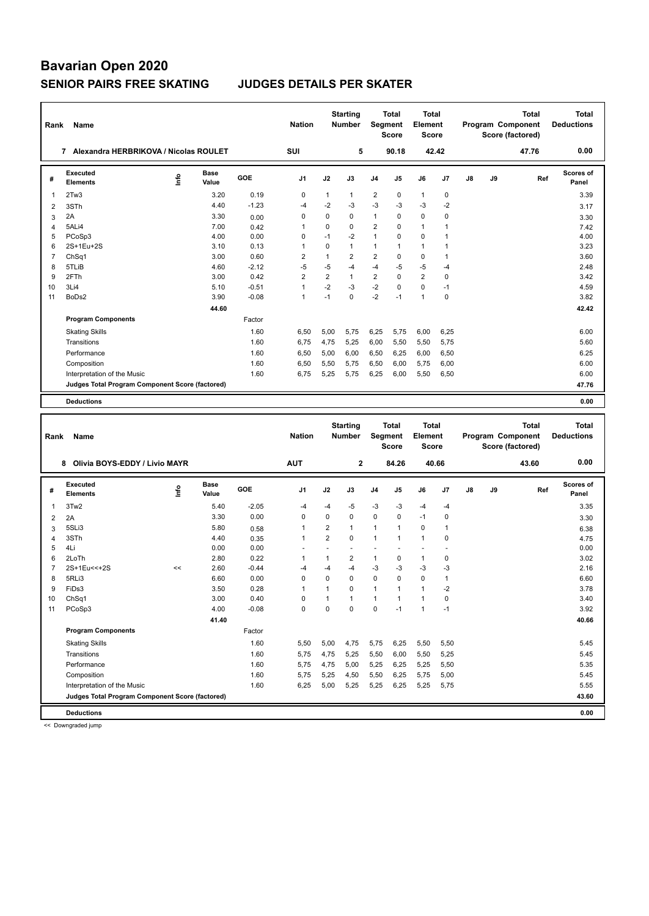# Bavarian Open 2020

## SENIOR PAIRS FREE SKATING — JUDGES DETAILS PER SKATER

| Rank | Name | Nation | Starting Number | Total Segment Score | Total Element Score | Total Program Component Score (factored) | Total Deductions |
|---|---|---|---|---|---|---|---|
| 7 | Alexandra HERBRIKOVA / Nicolas ROULET | SUI | 5 | 90.18 | 42.42 | 47.76 | 0.00 |

| # | Executed Elements | Info | Base Value | GOE | J1 | J2 | J3 | J4 | J5 | J6 | J7 | J8 | J9 | Ref | Scores of Panel |
|---|---|---|---|---|---|---|---|---|---|---|---|---|---|---|---|
| 1 | 2Tw3 | | 3.20 | 0.19 | 0 | 1 | 1 | 2 | 0 | 1 | 0 | | | | 3.39 |
| 2 | 3STh | | 4.40 | -1.23 | -4 | -2 | -3 | -3 | -3 | -3 | -2 | | | | 3.17 |
| 3 | 2A | | 3.30 | 0.00 | 0 | 0 | 0 | 1 | 0 | 0 | 0 | | | | 3.30 |
| 4 | 5ALi4 | | 7.00 | 0.42 | 1 | 0 | 0 | 2 | 0 | 1 | 1 | | | | 7.42 |
| 5 | PCoSp3 | | 4.00 | 0.00 | 0 | -1 | -2 | 1 | 0 | 0 | 1 | | | | 4.00 |
| 6 | 2S+1Eu+2S | | 3.10 | 0.13 | 1 | 0 | 1 | 1 | 1 | 1 | 1 | | | | 3.23 |
| 7 | ChSq1 | | 3.00 | 0.60 | 2 | 1 | 2 | 2 | 0 | 0 | 1 | | | | 3.60 |
| 8 | 5TLiB | | 4.60 | -2.12 | -5 | -5 | -4 | -4 | -5 | -5 | -4 | | | | 2.48 |
| 9 | 2FTh | | 3.00 | 0.42 | 2 | 2 | 1 | 2 | 0 | 2 | 0 | | | | 3.42 |
| 10 | 3Li4 | | 5.10 | -0.51 | 1 | -2 | -3 | -2 | 0 | 0 | -1 | | | | 4.59 |
| 11 | BoDs2 | | 3.90 | -0.08 | 1 | -1 | 0 | -2 | -1 | 1 | 0 | | | | 3.82 |
| | | | 44.60 | | | | | | | | | | | | 42.42 |

| Program Components | Factor | J1 | J2 | J3 | J4 | J5 | J6 | J7 | J8 | J9 | Scores of Panel |
|---|---|---|---|---|---|---|---|---|---|---|---|
| Skating Skills | 1.60 | 6,50 | 5,00 | 5,75 | 6,25 | 5,75 | 6,00 | 6,25 | | | 6.00 |
| Transitions | 1.60 | 6,75 | 4,75 | 5,25 | 6,00 | 5,50 | 5,50 | 5,75 | | | 5.60 |
| Performance | 1.60 | 6,50 | 5,00 | 6,00 | 6,50 | 6,25 | 6,00 | 6,50 | | | 6.25 |
| Composition | 1.60 | 6,50 | 5,50 | 5,75 | 6,50 | 6,00 | 5,75 | 6,00 | | | 6.00 |
| Interpretation of the Music | 1.60 | 6,75 | 5,25 | 5,75 | 6,25 | 6,00 | 5,50 | 6,50 | | | 6.00 |
| Judges Total Program Component Score (factored) | | | | | | | | | | | 47.76 |
| Deductions | | | | | | | | | | | 0.00 |

| Rank | Name | Nation | Starting Number | Total Segment Score | Total Element Score | Total Program Component Score (factored) | Total Deductions |
|---|---|---|---|---|---|---|---|
| 8 | Olivia BOYS-EDDY / Livio MAYR | AUT | 2 | 84.26 | 40.66 | 43.60 | 0.00 |

| # | Executed Elements | Info | Base Value | GOE | J1 | J2 | J3 | J4 | J5 | J6 | J7 | J8 | J9 | Ref | Scores of Panel |
|---|---|---|---|---|---|---|---|---|---|---|---|---|---|---|---|
| 1 | 3Tw2 | | 5.40 | -2.05 | -4 | -4 | -5 | -3 | -3 | -4 | -4 | | | | 3.35 |
| 2 | 2A | | 3.30 | 0.00 | 0 | 0 | 0 | 0 | 0 | -1 | 0 | | | | 3.30 |
| 3 | 5SLi3 | | 5.80 | 0.58 | 1 | 2 | 1 | 1 | 1 | 0 | 1 | | | | 6.38 |
| 4 | 3STh | | 4.40 | 0.35 | 1 | 2 | 0 | 1 | 1 | 1 | 0 | | | | 4.75 |
| 5 | 4Li | | 0.00 | 0.00 | - | - | - | - | - | - | - | | | | 0.00 |
| 6 | 2LoTh | | 2.80 | 0.22 | 1 | 1 | 2 | 1 | 0 | 1 | 0 | | | | 3.02 |
| 7 | 2S+1Eu<<+2S | << | 2.60 | -0.44 | -4 | -4 | -4 | -3 | -3 | -3 | -3 | | | | 2.16 |
| 8 | 5RLi3 | | 6.60 | 0.00 | 0 | 0 | 0 | 0 | 0 | 0 | 1 | | | | 6.60 |
| 9 | FiDs3 | | 3.50 | 0.28 | 1 | 1 | 0 | 1 | 1 | 1 | -2 | | | | 3.78 |
| 10 | ChSq1 | | 3.00 | 0.40 | 0 | 1 | 1 | 1 | 1 | 1 | 0 | | | | 3.40 |
| 11 | PCoSp3 | | 4.00 | -0.08 | 0 | 0 | 0 | 0 | -1 | 1 | -1 | | | | 3.92 |
| | | | 41.40 | | | | | | | | | | | | 40.66 |

| Program Components | Factor | J1 | J2 | J3 | J4 | J5 | J6 | J7 | J8 | J9 | Scores of Panel |
|---|---|---|---|---|---|---|---|---|---|---|---|
| Skating Skills | 1.60 | 5,50 | 5,00 | 4,75 | 5,75 | 6,25 | 5,50 | 5,50 | | | 5.45 |
| Transitions | 1.60 | 5,75 | 4,75 | 5,25 | 5,50 | 6,00 | 5,50 | 5,25 | | | 5.45 |
| Performance | 1.60 | 5,75 | 4,75 | 5,00 | 5,25 | 6,25 | 5,25 | 5,50 | | | 5.35 |
| Composition | 1.60 | 5,75 | 5,25 | 4,50 | 5,50 | 6,25 | 5,75 | 5,00 | | | 5.45 |
| Interpretation of the Music | 1.60 | 6,25 | 5,00 | 5,25 | 5,25 | 6,25 | 5,25 | 5,75 | | | 5.55 |
| Judges Total Program Component Score (factored) | | | | | | | | | | | 43.60 |
| Deductions | | | | | | | | | | | 0.00 |

<< Downgraded jump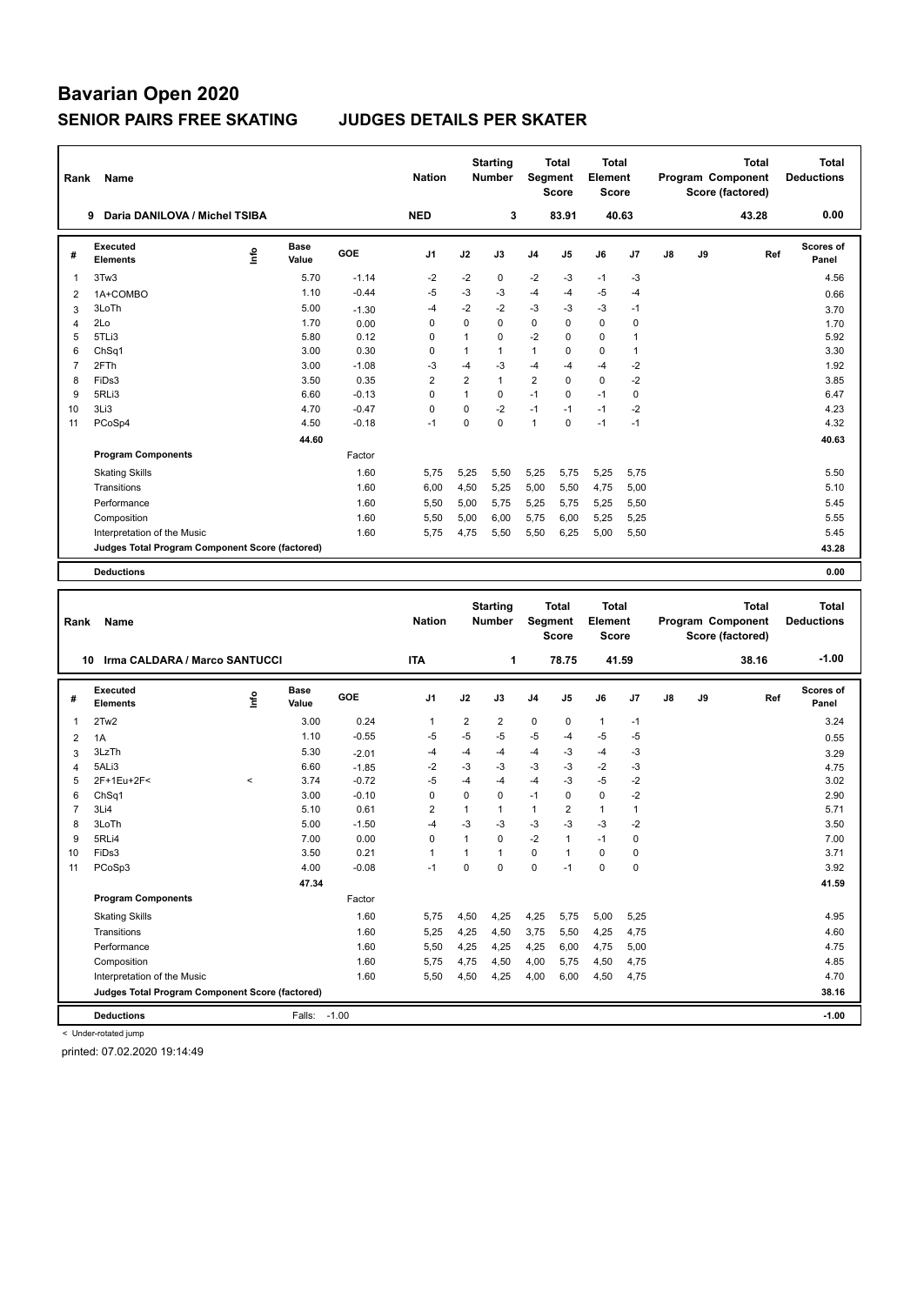# Bavarian Open 2020

## SENIOR PAIRS FREE SKATING — JUDGES DETAILS PER SKATER

| Rank | Name | Nation | Starting Number | Total Segment Score | Total Element Score | Total Program Component Score (factored) | Total Deductions |
|---|---|---|---|---|---|---|---|
| 9 | Daria DANILOVA / Michel TSIBA | NED | 3 | 83.91 | 40.63 | 43.28 | 0.00 |

| # | Executed Elements | Info | Base Value | GOE | J1 | J2 | J3 | J4 | J5 | J6 | J7 | J8 | J9 | Ref | Scores of Panel |
|---|---|---|---|---|---|---|---|---|---|---|---|---|---|---|---|
| 1 | 3Tw3 | | 5.70 | -1.14 | -2 | -2 | 0 | -2 | -3 | -1 | -3 | | | | 4.56 |
| 2 | 1A+COMBO | | 1.10 | -0.44 | -5 | -3 | -3 | -4 | -4 | -5 | -4 | | | | 0.66 |
| 3 | 3LoTh | | 5.00 | -1.30 | -4 | -2 | -2 | -3 | -3 | -3 | -1 | | | | 3.70 |
| 4 | 2Lo | | 1.70 | 0.00 | 0 | 0 | 0 | 0 | 0 | 0 | 0 | | | | 1.70 |
| 5 | 5TLi3 | | 5.80 | 0.12 | 0 | 1 | 0 | -2 | 0 | 0 | 1 | | | | 5.92 |
| 6 | ChSq1 | | 3.00 | 0.30 | 0 | 1 | 1 | 1 | 0 | 0 | 1 | | | | 3.30 |
| 7 | 2FTh | | 3.00 | -1.08 | -3 | -4 | -3 | -4 | -4 | -4 | -2 | | | | 1.92 |
| 8 | FiDs3 | | 3.50 | 0.35 | 2 | 2 | 1 | 2 | 0 | 0 | -2 | | | | 3.85 |
| 9 | 5RLi3 | | 6.60 | -0.13 | 0 | 1 | 0 | -1 | 0 | -1 | 0 | | | | 6.47 |
| 10 | 3Li3 | | 4.70 | -0.47 | 0 | 0 | -2 | -1 | -1 | -1 | -2 | | | | 4.23 |
| 11 | PCoSp4 | | 4.50 | -0.18 | -1 | 0 | 0 | 1 | 0 | -1 | -1 | | | | 4.32 |
| | | | 44.60 | | | | | | | | | | | | 40.63 |

| Program Components | Factor | J1 | J2 | J3 | J4 | J5 | J6 | J7 | J8 | J9 | Scores of Panel |
|---|---|---|---|---|---|---|---|---|---|---|---|
| Skating Skills | 1.60 | 5,75 | 5,25 | 5,50 | 5,25 | 5,75 | 5,25 | 5,75 | | | 5.50 |
| Transitions | 1.60 | 6,00 | 4,50 | 5,25 | 5,00 | 5,50 | 4,75 | 5,00 | | | 5.10 |
| Performance | 1.60 | 5,50 | 5,00 | 5,75 | 5,25 | 5,75 | 5,25 | 5,50 | | | 5.45 |
| Composition | 1.60 | 5,50 | 5,00 | 6,00 | 5,75 | 6,00 | 5,25 | 5,25 | | | 5.55 |
| Interpretation of the Music | 1.60 | 5,75 | 4,75 | 5,50 | 5,50 | 6,25 | 5,00 | 5,50 | | | 5.45 |
| Judges Total Program Component Score (factored) | | | | | | | | | | | 43.28 |

**Deductions** 0.00

| Rank | Name | Nation | Starting Number | Total Segment Score | Total Element Score | Total Program Component Score (factored) | Total Deductions |
|---|---|---|---|---|---|---|---|
| 10 | Irma CALDARA / Marco SANTUCCI | ITA | 1 | 78.75 | 41.59 | 38.16 | -1.00 |

| # | Executed Elements | Info | Base Value | GOE | J1 | J2 | J3 | J4 | J5 | J6 | J7 | J8 | J9 | Ref | Scores of Panel |
|---|---|---|---|---|---|---|---|---|---|---|---|---|---|---|---|
| 1 | 2Tw2 | | 3.00 | 0.24 | 1 | 2 | 2 | 0 | 0 | 1 | -1 | | | | 3.24 |
| 2 | 1A | | 1.10 | -0.55 | -5 | -5 | -5 | -5 | -4 | -5 | -5 | | | | 0.55 |
| 3 | 3LzTh | | 5.30 | -2.01 | -4 | -4 | -4 | -4 | -3 | -4 | -3 | | | | 3.29 |
| 4 | 5ALi3 | | 6.60 | -1.85 | -2 | -3 | -3 | -3 | -3 | -2 | -3 | | | | 4.75 |
| 5 | 2F+1Eu+2F< | < | 3.74 | -0.72 | -5 | -4 | -4 | -4 | -3 | -5 | -2 | | | | 3.02 |
| 6 | ChSq1 | | 3.00 | -0.10 | 0 | 0 | 0 | -1 | 0 | 0 | -2 | | | | 2.90 |
| 7 | 3Li4 | | 5.10 | 0.61 | 2 | 1 | 1 | 1 | 2 | 1 | 1 | | | | 5.71 |
| 8 | 3LoTh | | 5.00 | -1.50 | -4 | -3 | -3 | -3 | -3 | -3 | -2 | | | | 3.50 |
| 9 | 5RLi4 | | 7.00 | 0.00 | 0 | 1 | 0 | -2 | 1 | -1 | 0 | | | | 7.00 |
| 10 | FiDs3 | | 3.50 | 0.21 | 1 | 1 | 1 | 0 | 1 | 0 | 0 | | | | 3.71 |
| 11 | PCoSp3 | | 4.00 | -0.08 | -1 | 0 | 0 | 0 | -1 | 0 | 0 | | | | 3.92 |
| | | | 47.34 | | | | | | | | | | | | 41.59 |

| Program Components | Factor | J1 | J2 | J3 | J4 | J5 | J6 | J7 | J8 | J9 | Scores of Panel |
|---|---|---|---|---|---|---|---|---|---|---|---|
| Skating Skills | 1.60 | 5,75 | 4,50 | 4,25 | 4,25 | 5,75 | 5,00 | 5,25 | | | 4.95 |
| Transitions | 1.60 | 5,25 | 4,25 | 4,50 | 3,75 | 5,50 | 4,25 | 4,75 | | | 4.60 |
| Performance | 1.60 | 5,50 | 4,25 | 4,25 | 4,25 | 6,00 | 4,75 | 5,00 | | | 4.75 |
| Composition | 1.60 | 5,75 | 4,75 | 4,50 | 4,00 | 5,75 | 4,50 | 4,75 | | | 4.85 |
| Interpretation of the Music | 1.60 | 5,50 | 4,50 | 4,25 | 4,00 | 6,00 | 4,50 | 4,75 | | | 4.70 |
| Judges Total Program Component Score (factored) | | | | | | | | | | | 38.16 |

**Deductions** Falls: -1.00 — -1.00

< Under-rotated jump

printed: 07.02.2020 19:14:49